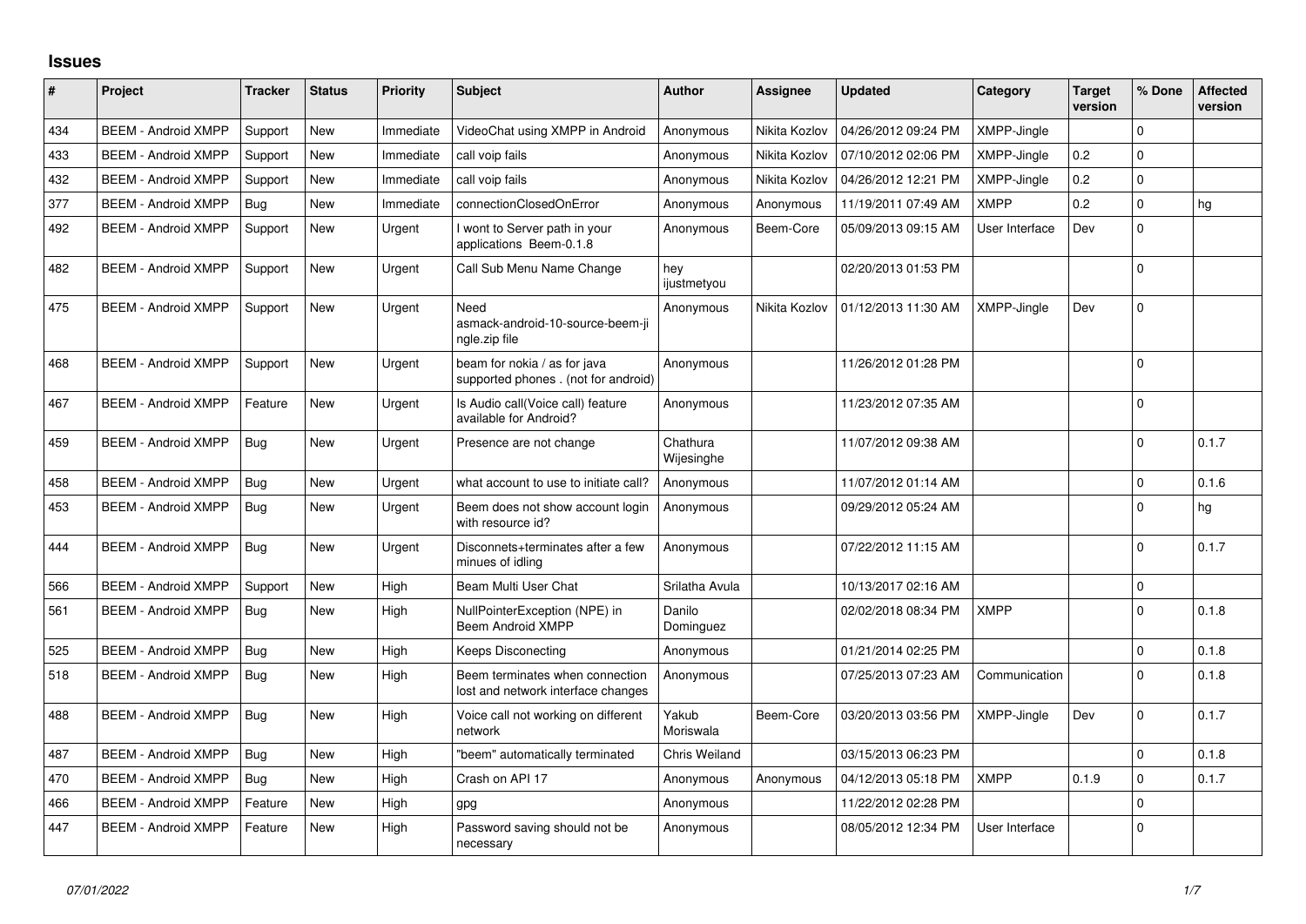## Issues

| # | Project | Tracker | Status | Priority | Subject | Author | Assignee | Updated | Category | Target version | % Done | Affected version |
|---|---|---|---|---|---|---|---|---|---|---|---|---|
| 434 | BEEM - Android XMPP | Support | New | Immediate | VideoChat using XMPP in Android | Anonymous | Nikita Kozlov | 04/26/2012 09:24 PM | XMPP-Jingle | | 0 | |
| 433 | BEEM - Android XMPP | Support | New | Immediate | call voip fails | Anonymous | Nikita Kozlov | 07/10/2012 02:06 PM | XMPP-Jingle | 0.2 | 0 | |
| 432 | BEEM - Android XMPP | Support | New | Immediate | call voip fails | Anonymous | Nikita Kozlov | 04/26/2012 12:21 PM | XMPP-Jingle | 0.2 | 0 | |
| 377 | BEEM - Android XMPP | Bug | New | Immediate | connectionClosedOnError | Anonymous | Anonymous | 11/19/2011 07:49 AM | XMPP | 0.2 | 0 | hg |
| 492 | BEEM - Android XMPP | Support | New | Urgent | I wont to Server path in your applications Beem-0.1.8 | Anonymous | Beem-Core | 05/09/2013 09:15 AM | User Interface | Dev | 0 | |
| 482 | BEEM - Android XMPP | Support | New | Urgent | Call Sub Menu Name Change | hey ijustmetyou | | 02/20/2013 01:53 PM | | | 0 | |
| 475 | BEEM - Android XMPP | Support | New | Urgent | Need asmack-android-10-source-beem-jingle.zip file | Anonymous | Nikita Kozlov | 01/12/2013 11:30 AM | XMPP-Jingle | Dev | 0 | |
| 468 | BEEM - Android XMPP | Support | New | Urgent | beam for nokia / as for java supported phones . (not for android) | Anonymous | | 11/26/2012 01:28 PM | | | 0 | |
| 467 | BEEM - Android XMPP | Feature | New | Urgent | Is Audio call(Voice call) feature available for Android? | Anonymous | | 11/23/2012 07:35 AM | | | 0 | |
| 459 | BEEM - Android XMPP | Bug | New | Urgent | Presence are not change | Chathura Wijesinghe | | 11/07/2012 09:38 AM | | | 0 | 0.1.7 |
| 458 | BEEM - Android XMPP | Bug | New | Urgent | what account to use to initiate call? | Anonymous | | 11/07/2012 01:14 AM | | | 0 | 0.1.6 |
| 453 | BEEM - Android XMPP | Bug | New | Urgent | Beem does not show account login with resource id? | Anonymous | | 09/29/2012 05:24 AM | | | 0 | hg |
| 444 | BEEM - Android XMPP | Bug | New | Urgent | Disconnets+terminates after a few minues of idling | Anonymous | | 07/22/2012 11:15 AM | | | 0 | 0.1.7 |
| 566 | BEEM - Android XMPP | Support | New | High | Beam Multi User Chat | Srilatha Avula | | 10/13/2017 02:16 AM | | | 0 | |
| 561 | BEEM - Android XMPP | Bug | New | High | NullPointerException (NPE) in Beem Android XMPP | Danilo Dominguez | | 02/02/2018 08:34 PM | XMPP | | 0 | 0.1.8 |
| 525 | BEEM - Android XMPP | Bug | New | High | Keeps Disconecting | Anonymous | | 01/21/2014 02:25 PM | | | 0 | 0.1.8 |
| 518 | BEEM - Android XMPP | Bug | New | High | Beem terminates when connection lost and network interface changes | Anonymous | | 07/25/2013 07:23 AM | Communication | | 0 | 0.1.8 |
| 488 | BEEM - Android XMPP | Bug | New | High | Voice call not working on different network | Yakub Moriswala | Beem-Core | 03/20/2013 03:56 PM | XMPP-Jingle | Dev | 0 | 0.1.7 |
| 487 | BEEM - Android XMPP | Bug | New | High | "beem" automatically terminated | Chris Weiland | | 03/15/2013 06:23 PM | | | 0 | 0.1.8 |
| 470 | BEEM - Android XMPP | Bug | New | High | Crash on API 17 | Anonymous | Anonymous | 04/12/2013 05:18 PM | XMPP | 0.1.9 | 0 | 0.1.7 |
| 466 | BEEM - Android XMPP | Feature | New | High | gpg | Anonymous | | 11/22/2012 02:28 PM | | | 0 | |
| 447 | BEEM - Android XMPP | Feature | New | High | Password saving should not be necessary | Anonymous | | 08/05/2012 12:34 PM | User Interface | | 0 | |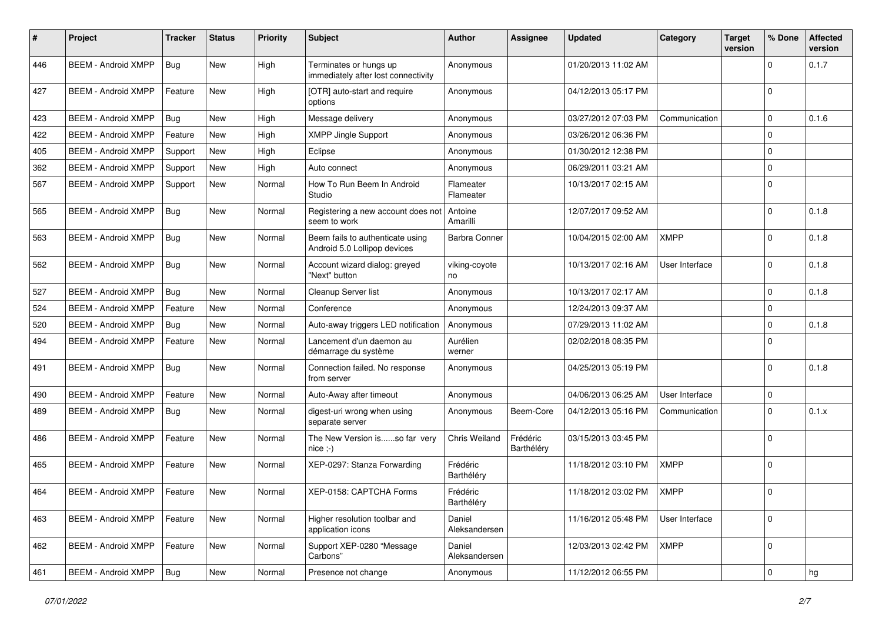| # | Project | Tracker | Status | Priority | Subject | Author | Assignee | Updated | Category | Target version | % Done | Affected version |
|---|---|---|---|---|---|---|---|---|---|---|---|---|
| 446 | BEEM - Android XMPP | Bug | New | High | Terminates or hungs up immediately after lost connectivity | Anonymous | | 01/20/2013 11:02 AM | | | 0 | 0.1.7 |
| 427 | BEEM - Android XMPP | Feature | New | High | [OTR] auto-start and require options | Anonymous | | 04/12/2013 05:17 PM | | | 0 | |
| 423 | BEEM - Android XMPP | Bug | New | High | Message delivery | Anonymous | | 03/27/2012 07:03 PM | Communication | | 0 | 0.1.6 |
| 422 | BEEM - Android XMPP | Feature | New | High | XMPP Jingle Support | Anonymous | | 03/26/2012 06:36 PM | | | 0 | |
| 405 | BEEM - Android XMPP | Support | New | High | Eclipse | Anonymous | | 01/30/2012 12:38 PM | | | 0 | |
| 362 | BEEM - Android XMPP | Support | New | High | Auto connect | Anonymous | | 06/29/2011 03:21 AM | | | 0 | |
| 567 | BEEM - Android XMPP | Support | New | Normal | How To Run Beem In Android Studio | Flameater Flameater | | 10/13/2017 02:15 AM | | | 0 | |
| 565 | BEEM - Android XMPP | Bug | New | Normal | Registering a new account does not seem to work | Antoine Amarilli | | 12/07/2017 09:52 AM | | | 0 | 0.1.8 |
| 563 | BEEM - Android XMPP | Bug | New | Normal | Beem fails to authenticate using Android 5.0 Lollipop devices | Barbra Conner | | 10/04/2015 02:00 AM | XMPP | | 0 | 0.1.8 |
| 562 | BEEM - Android XMPP | Bug | New | Normal | Account wizard dialog: greyed "Next" button | viking-coyote no | | 10/13/2017 02:16 AM | User Interface | | 0 | 0.1.8 |
| 527 | BEEM - Android XMPP | Bug | New | Normal | Cleanup Server list | Anonymous | | 10/13/2017 02:17 AM | | | 0 | 0.1.8 |
| 524 | BEEM - Android XMPP | Feature | New | Normal | Conference | Anonymous | | 12/24/2013 09:37 AM | | | 0 | |
| 520 | BEEM - Android XMPP | Bug | New | Normal | Auto-away triggers LED notification | Anonymous | | 07/29/2013 11:02 AM | | | 0 | 0.1.8 |
| 494 | BEEM - Android XMPP | Feature | New | Normal | Lancement d'un daemon au démarrage du système | Aurélien werner | | 02/02/2018 08:35 PM | | | 0 | |
| 491 | BEEM - Android XMPP | Bug | New | Normal | Connection failed. No response from server | Anonymous | | 04/25/2013 05:19 PM | | | 0 | 0.1.8 |
| 490 | BEEM - Android XMPP | Feature | New | Normal | Auto-Away after timeout | Anonymous | | 04/06/2013 06:25 AM | User Interface | | 0 | |
| 489 | BEEM - Android XMPP | Bug | New | Normal | digest-uri wrong when using separate server | Anonymous | Beem-Core | 04/12/2013 05:16 PM | Communication | | 0 | 0.1.x |
| 486 | BEEM - Android XMPP | Feature | New | Normal | The New Version is......so far very nice ;-) | Chris Weiland | Frédéric Barthéléry | 03/15/2013 03:45 PM | | | 0 | |
| 465 | BEEM - Android XMPP | Feature | New | Normal | XEP-0297: Stanza Forwarding | Frédéric Barthéléry | | 11/18/2012 03:10 PM | XMPP | | 0 | |
| 464 | BEEM - Android XMPP | Feature | New | Normal | XEP-0158: CAPTCHA Forms | Frédéric Barthéléry | | 11/18/2012 03:02 PM | XMPP | | 0 | |
| 463 | BEEM - Android XMPP | Feature | New | Normal | Higher resolution toolbar and application icons | Daniel Aleksandersen | | 11/16/2012 05:48 PM | User Interface | | 0 | |
| 462 | BEEM - Android XMPP | Feature | New | Normal | Support XEP-0280 "Message Carbons" | Daniel Aleksandersen | | 12/03/2013 02:42 PM | XMPP | | 0 | |
| 461 | BEEM - Android XMPP | Bug | New | Normal | Presence not change | Anonymous | | 11/12/2012 06:55 PM | | | 0 | hg |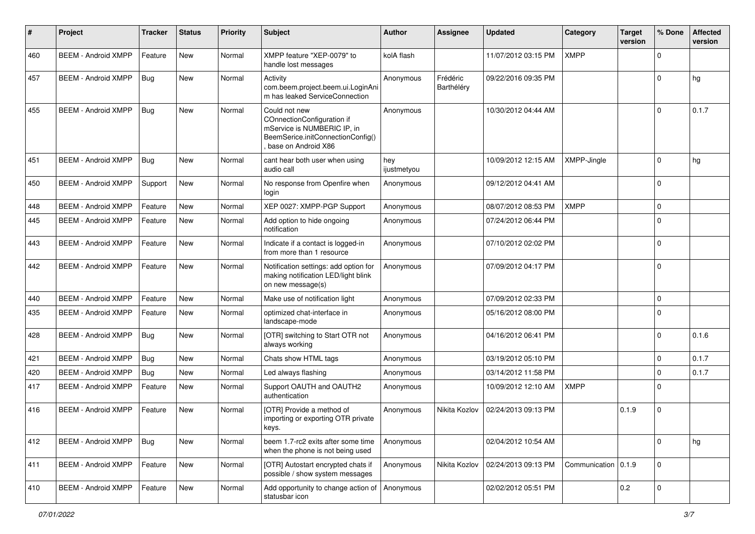| # | Project | Tracker | Status | Priority | Subject | Author | Assignee | Updated | Category | Target version | % Done | Affected version |
|---|---|---|---|---|---|---|---|---|---|---|---|---|
| 460 | BEEM - Android XMPP | Feature | New | Normal | XMPP feature "XEP-0079" to handle lost messages | kolA flash | | 11/07/2012 03:15 PM | XMPP | | 0 | |
| 457 | BEEM - Android XMPP | Bug | New | Normal | Activity com.beem.project.beem.ui.LoginAnim has leaked ServiceConnection | Anonymous | Frédéric Barthéléry | 09/22/2016 09:35 PM | | | 0 | hg |
| 455 | BEEM - Android XMPP | Bug | New | Normal | Could not new COnnectionConfiguration if mService is NUMBERIC IP, in BeemSerice.initConnectionConfig() , base on Android X86 | Anonymous | | 10/30/2012 04:44 AM | | | 0 | 0.1.7 |
| 451 | BEEM - Android XMPP | Bug | New | Normal | cant hear both user when using audio call | hey ijustmetyou | | 10/09/2012 12:15 AM | XMPP-Jingle | | 0 | hg |
| 450 | BEEM - Android XMPP | Support | New | Normal | No response from Openfire when login | Anonymous | | 09/12/2012 04:41 AM | | | 0 | |
| 448 | BEEM - Android XMPP | Feature | New | Normal | XEP 0027: XMPP-PGP Support | Anonymous | | 08/07/2012 08:53 PM | XMPP | | 0 | |
| 445 | BEEM - Android XMPP | Feature | New | Normal | Add option to hide ongoing notification | Anonymous | | 07/24/2012 06:44 PM | | | 0 | |
| 443 | BEEM - Android XMPP | Feature | New | Normal | Indicate if a contact is logged-in from more than 1 resource | Anonymous | | 07/10/2012 02:02 PM | | | 0 | |
| 442 | BEEM - Android XMPP | Feature | New | Normal | Notification settings: add option for making notification LED/light blink on new message(s) | Anonymous | | 07/09/2012 04:17 PM | | | 0 | |
| 440 | BEEM - Android XMPP | Feature | New | Normal | Make use of notification light | Anonymous | | 07/09/2012 02:33 PM | | | 0 | |
| 435 | BEEM - Android XMPP | Feature | New | Normal | optimized chat-interface in landscape-mode | Anonymous | | 05/16/2012 08:00 PM | | | 0 | |
| 428 | BEEM - Android XMPP | Bug | New | Normal | [OTR] switching to Start OTR not always working | Anonymous | | 04/16/2012 06:41 PM | | | 0 | 0.1.6 |
| 421 | BEEM - Android XMPP | Bug | New | Normal | Chats show HTML tags | Anonymous | | 03/19/2012 05:10 PM | | | 0 | 0.1.7 |
| 420 | BEEM - Android XMPP | Bug | New | Normal | Led always flashing | Anonymous | | 03/14/2012 11:58 PM | | | 0 | 0.1.7 |
| 417 | BEEM - Android XMPP | Feature | New | Normal | Support OAUTH and OAUTH2 authentication | Anonymous | | 10/09/2012 12:10 AM | XMPP | | 0 | |
| 416 | BEEM - Android XMPP | Feature | New | Normal | [OTR] Provide a method of importing or exporting OTR private keys. | Anonymous | Nikita Kozlov | 02/24/2013 09:13 PM | | 0.1.9 | 0 | |
| 412 | BEEM - Android XMPP | Bug | New | Normal | beem 1.7-rc2 exits after some time when the phone is not being used | Anonymous | | 02/04/2012 10:54 AM | | | 0 | hg |
| 411 | BEEM - Android XMPP | Feature | New | Normal | [OTR] Autostart encrypted chats if possible / show system messages | Anonymous | Nikita Kozlov | 02/24/2013 09:13 PM | Communication | 0.1.9 | 0 | |
| 410 | BEEM - Android XMPP | Feature | New | Normal | Add opportunity to change action of statusbar icon | Anonymous | | 02/02/2012 05:51 PM | | 0.2 | 0 | |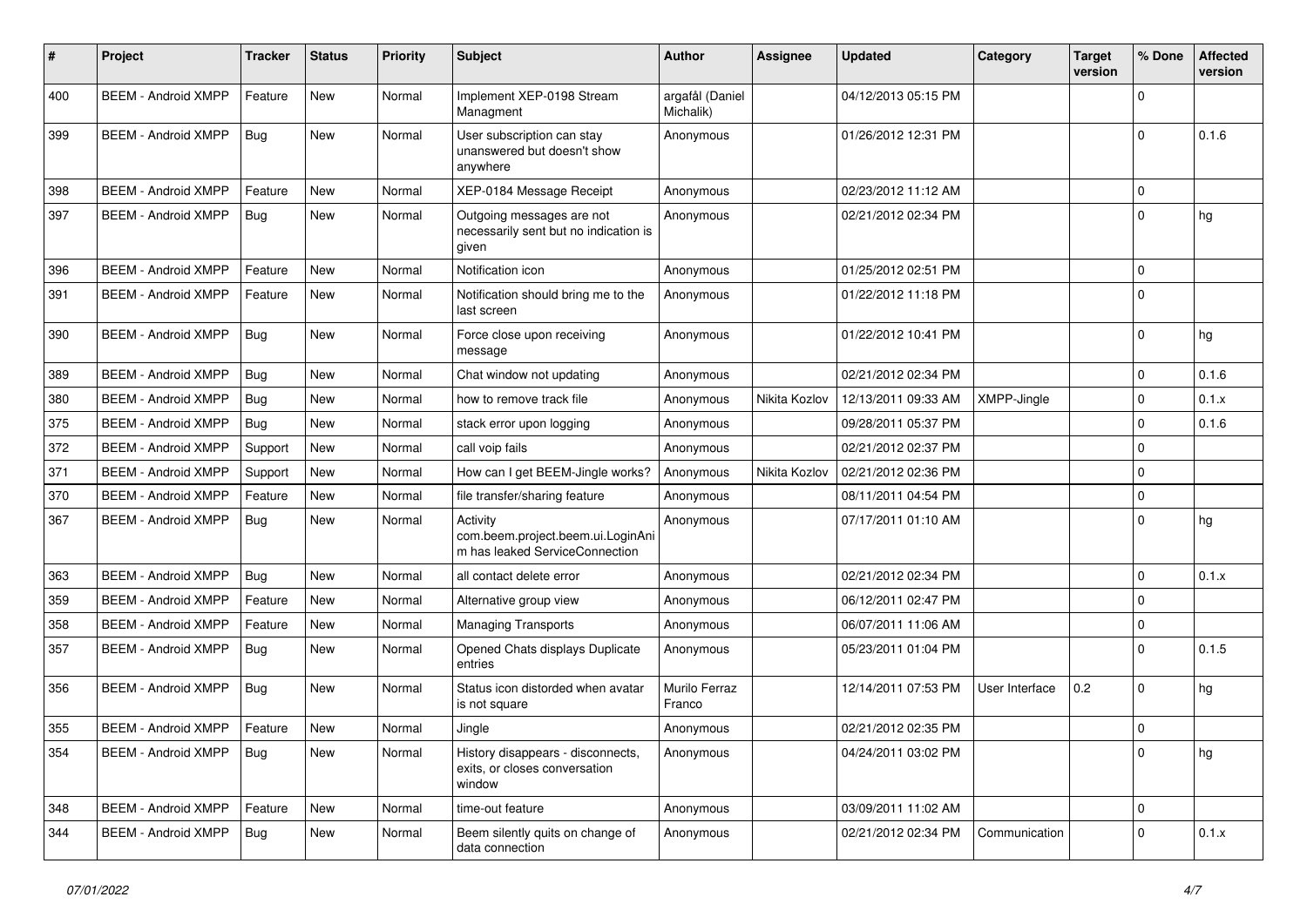| # | Project | Tracker | Status | Priority | Subject | Author | Assignee | Updated | Category | Target version | % Done | Affected version |
|---|---|---|---|---|---|---|---|---|---|---|---|---|
| 400 | BEEM - Android XMPP | Feature | New | Normal | Implement XEP-0198 Stream Managment | argafål (Daniel Michalik) | | 04/12/2013 05:15 PM | | | 0 | |
| 399 | BEEM - Android XMPP | Bug | New | Normal | User subscription can stay unanswered but doesn't show anywhere | Anonymous | | 01/26/2012 12:31 PM | | | 0 | 0.1.6 |
| 398 | BEEM - Android XMPP | Feature | New | Normal | XEP-0184 Message Receipt | Anonymous | | 02/23/2012 11:12 AM | | | 0 | |
| 397 | BEEM - Android XMPP | Bug | New | Normal | Outgoing messages are not necessarily sent but no indication is given | Anonymous | | 02/21/2012 02:34 PM | | | 0 | hg |
| 396 | BEEM - Android XMPP | Feature | New | Normal | Notification icon | Anonymous | | 01/25/2012 02:51 PM | | | 0 | |
| 391 | BEEM - Android XMPP | Feature | New | Normal | Notification should bring me to the last screen | Anonymous | | 01/22/2012 11:18 PM | | | 0 | |
| 390 | BEEM - Android XMPP | Bug | New | Normal | Force close upon receiving message | Anonymous | | 01/22/2012 10:41 PM | | | 0 | hg |
| 389 | BEEM - Android XMPP | Bug | New | Normal | Chat window not updating | Anonymous | | 02/21/2012 02:34 PM | | | 0 | 0.1.6 |
| 380 | BEEM - Android XMPP | Bug | New | Normal | how to remove track file | Anonymous | Nikita Kozlov | 12/13/2011 09:33 AM | XMPP-Jingle | | 0 | 0.1.x |
| 375 | BEEM - Android XMPP | Bug | New | Normal | stack error upon logging | Anonymous | | 09/28/2011 05:37 PM | | | 0 | 0.1.6 |
| 372 | BEEM - Android XMPP | Support | New | Normal | call voip fails | Anonymous | | 02/21/2012 02:37 PM | | | 0 | |
| 371 | BEEM - Android XMPP | Support | New | Normal | How can I get BEEM-Jingle works? | Anonymous | Nikita Kozlov | 02/21/2012 02:36 PM | | | 0 | |
| 370 | BEEM - Android XMPP | Feature | New | Normal | file transfer/sharing feature | Anonymous | | 08/11/2011 04:54 PM | | | 0 | |
| 367 | BEEM - Android XMPP | Bug | New | Normal | Activity com.beem.project.beem.ui.LoginAnim has leaked ServiceConnection | Anonymous | | 07/17/2011 01:10 AM | | | 0 | hg |
| 363 | BEEM - Android XMPP | Bug | New | Normal | all contact delete error | Anonymous | | 02/21/2012 02:34 PM | | | 0 | 0.1.x |
| 359 | BEEM - Android XMPP | Feature | New | Normal | Alternative group view | Anonymous | | 06/12/2011 02:47 PM | | | 0 | |
| 358 | BEEM - Android XMPP | Feature | New | Normal | Managing Transports | Anonymous | | 06/07/2011 11:06 AM | | | 0 | |
| 357 | BEEM - Android XMPP | Bug | New | Normal | Opened Chats displays Duplicate entries | Anonymous | | 05/23/2011 01:04 PM | | | 0 | 0.1.5 |
| 356 | BEEM - Android XMPP | Bug | New | Normal | Status icon distorded when avatar is not square | Murilo Ferraz Franco | | 12/14/2011 07:53 PM | User Interface | 0.2 | 0 | hg |
| 355 | BEEM - Android XMPP | Feature | New | Normal | Jingle | Anonymous | | 02/21/2012 02:35 PM | | | 0 | |
| 354 | BEEM - Android XMPP | Bug | New | Normal | History disappears - disconnects, exits, or closes conversation window | Anonymous | | 04/24/2011 03:02 PM | | | 0 | hg |
| 348 | BEEM - Android XMPP | Feature | New | Normal | time-out feature | Anonymous | | 03/09/2011 11:02 AM | | | 0 | |
| 344 | BEEM - Android XMPP | Bug | New | Normal | Beem silently quits on change of data connection | Anonymous | | 02/21/2012 02:34 PM | Communication | | 0 | 0.1.x |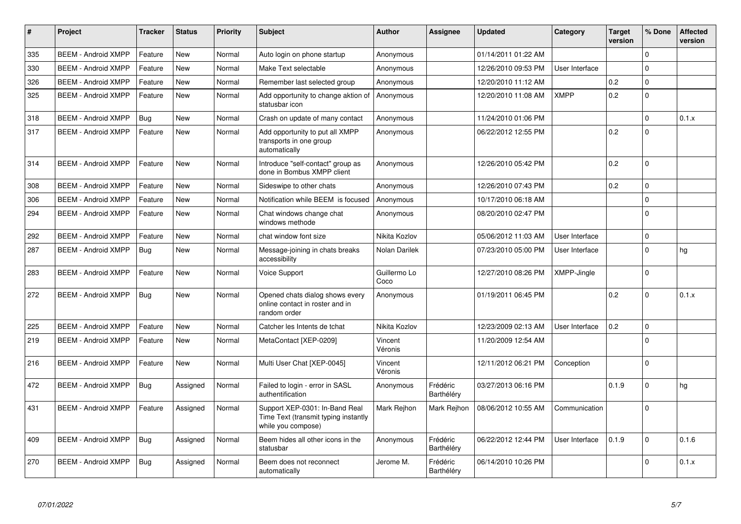| # | Project | Tracker | Status | Priority | Subject | Author | Assignee | Updated | Category | Target version | % Done | Affected version |
|---|---|---|---|---|---|---|---|---|---|---|---|---|
| 335 | BEEM - Android XMPP | Feature | New | Normal | Auto login on phone startup | Anonymous | | 01/14/2011 01:22 AM | | | 0 | |
| 330 | BEEM - Android XMPP | Feature | New | Normal | Make Text selectable | Anonymous | | 12/26/2010 09:53 PM | User Interface | | 0 | |
| 326 | BEEM - Android XMPP | Feature | New | Normal | Remember last selected group | Anonymous | | 12/20/2010 11:12 AM | | 0.2 | 0 | |
| 325 | BEEM - Android XMPP | Feature | New | Normal | Add opportunity to change aktion of statusbar icon | Anonymous | | 12/20/2010 11:08 AM | XMPP | 0.2 | 0 | |
| 318 | BEEM - Android XMPP | Bug | New | Normal | Crash on update of many contact | Anonymous | | 11/24/2010 01:06 PM | | | 0 | 0.1.x |
| 317 | BEEM - Android XMPP | Feature | New | Normal | Add opportunity to put all XMPP transports in one group automatically | Anonymous | | 06/22/2012 12:55 PM | | 0.2 | 0 | |
| 314 | BEEM - Android XMPP | Feature | New | Normal | Introduce "self-contact" group as done in Bombus XMPP client | Anonymous | | 12/26/2010 05:42 PM | | 0.2 | 0 | |
| 308 | BEEM - Android XMPP | Feature | New | Normal | Sideswipe to other chats | Anonymous | | 12/26/2010 07:43 PM | | 0.2 | 0 | |
| 306 | BEEM - Android XMPP | Feature | New | Normal | Notification while BEEM is focused | Anonymous | | 10/17/2010 06:18 AM | | | 0 | |
| 294 | BEEM - Android XMPP | Feature | New | Normal | Chat windows change chat windows methode | Anonymous | | 08/20/2010 02:47 PM | | | 0 | |
| 292 | BEEM - Android XMPP | Feature | New | Normal | chat window font size | Nikita Kozlov | | 05/06/2012 11:03 AM | User Interface | | 0 | |
| 287 | BEEM - Android XMPP | Bug | New | Normal | Message-joining in chats breaks accessibility | Nolan Darilek | | 07/23/2010 05:00 PM | User Interface | | 0 | hg |
| 283 | BEEM - Android XMPP | Feature | New | Normal | Voice Support | Guillermo Lo Coco | | 12/27/2010 08:26 PM | XMPP-Jingle | | 0 | |
| 272 | BEEM - Android XMPP | Bug | New | Normal | Opened chats dialog shows every online contact in roster and in random order | Anonymous | | 01/19/2011 06:45 PM | | 0.2 | 0 | 0.1.x |
| 225 | BEEM - Android XMPP | Feature | New | Normal | Catcher les Intents de tchat | Nikita Kozlov | | 12/23/2009 02:13 AM | User Interface | 0.2 | 0 | |
| 219 | BEEM - Android XMPP | Feature | New | Normal | MetaContact [XEP-0209] | Vincent Véronis | | 11/20/2009 12:54 AM | | | 0 | |
| 216 | BEEM - Android XMPP | Feature | New | Normal | Multi User Chat [XEP-0045] | Vincent Véronis | | 12/11/2012 06:21 PM | Conception | | 0 | |
| 472 | BEEM - Android XMPP | Bug | Assigned | Normal | Failed to login - error in SASL authentification | Anonymous | Frédéric Barthéléry | 03/27/2013 06:16 PM | | 0.1.9 | 0 | hg |
| 431 | BEEM - Android XMPP | Feature | Assigned | Normal | Support XEP-0301: In-Band Real Time Text (transmit typing instantly while you compose) | Mark Rejhon | Mark Rejhon | 08/06/2012 10:55 AM | Communication | | 0 | |
| 409 | BEEM - Android XMPP | Bug | Assigned | Normal | Beem hides all other icons in the statusbar | Anonymous | Frédéric Barthéléry | 06/22/2012 12:44 PM | User Interface | 0.1.9 | 0 | 0.1.6 |
| 270 | BEEM - Android XMPP | Bug | Assigned | Normal | Beem does not reconnect automatically | Jerome M. | Frédéric Barthéléry | 06/14/2010 10:26 PM | | | 0 | 0.1.x |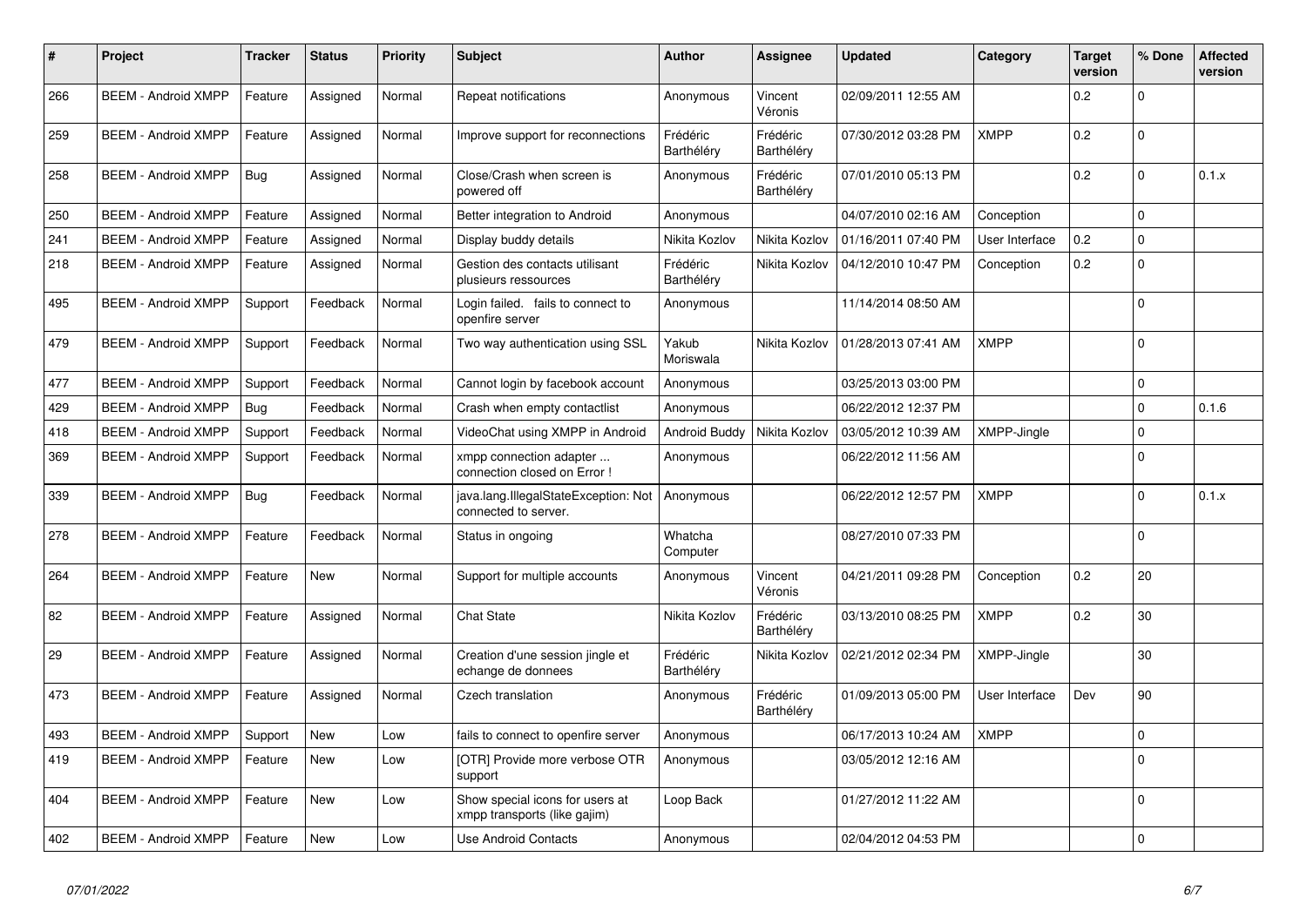| # | Project | Tracker | Status | Priority | Subject | Author | Assignee | Updated | Category | Target version | % Done | Affected version |
|---|---|---|---|---|---|---|---|---|---|---|---|---|
| 266 | BEEM - Android XMPP | Feature | Assigned | Normal | Repeat notifications | Anonymous | Vincent Véronis | 02/09/2011 12:55 AM | | 0.2 | 0 | |
| 259 | BEEM - Android XMPP | Feature | Assigned | Normal | Improve support for reconnections | Frédéric Barthéléry | Frédéric Barthéléry | 07/30/2012 03:28 PM | XMPP | 0.2 | 0 | |
| 258 | BEEM - Android XMPP | Bug | Assigned | Normal | Close/Crash when screen is powered off | Anonymous | Frédéric Barthéléry | 07/01/2010 05:13 PM | | 0.2 | 0 | 0.1.x |
| 250 | BEEM - Android XMPP | Feature | Assigned | Normal | Better integration to Android | Anonymous | | 04/07/2010 02:16 AM | Conception | | 0 | |
| 241 | BEEM - Android XMPP | Feature | Assigned | Normal | Display buddy details | Nikita Kozlov | Nikita Kozlov | 01/16/2011 07:40 PM | User Interface | 0.2 | 0 | |
| 218 | BEEM - Android XMPP | Feature | Assigned | Normal | Gestion des contacts utilisant plusieurs ressources | Frédéric Barthéléry | Nikita Kozlov | 04/12/2010 10:47 PM | Conception | 0.2 | 0 | |
| 495 | BEEM - Android XMPP | Support | Feedback | Normal | Login failed. fails to connect to openfire server | Anonymous | | 11/14/2014 08:50 AM | | | 0 | |
| 479 | BEEM - Android XMPP | Support | Feedback | Normal | Two way authentication using SSL | Yakub Moriswala | Nikita Kozlov | 01/28/2013 07:41 AM | XMPP | | 0 | |
| 477 | BEEM - Android XMPP | Support | Feedback | Normal | Cannot login by facebook account | Anonymous | | 03/25/2013 03:00 PM | | | 0 | |
| 429 | BEEM - Android XMPP | Bug | Feedback | Normal | Crash when empty contactlist | Anonymous | | 06/22/2012 12:37 PM | | | 0 | 0.1.6 |
| 418 | BEEM - Android XMPP | Support | Feedback | Normal | VideoChat using XMPP in Android | Android Buddy | Nikita Kozlov | 03/05/2012 10:39 AM | XMPP-Jingle | | 0 | |
| 369 | BEEM - Android XMPP | Support | Feedback | Normal | xmpp connection adapter ... connection closed on Error ! | Anonymous | | 06/22/2012 11:56 AM | | | 0 | |
| 339 | BEEM - Android XMPP | Bug | Feedback | Normal | java.lang.IllegalStateException: Not connected to server. | Anonymous | | 06/22/2012 12:57 PM | XMPP | | 0 | 0.1.x |
| 278 | BEEM - Android XMPP | Feature | Feedback | Normal | Status in ongoing | Whatcha Computer | | 08/27/2010 07:33 PM | | | 0 | |
| 264 | BEEM - Android XMPP | Feature | New | Normal | Support for multiple accounts | Anonymous | Vincent Véronis | 04/21/2011 09:28 PM | Conception | 0.2 | 20 | |
| 82 | BEEM - Android XMPP | Feature | Assigned | Normal | Chat State | Nikita Kozlov | Frédéric Barthéléry | 03/13/2010 08:25 PM | XMPP | 0.2 | 30 | |
| 29 | BEEM - Android XMPP | Feature | Assigned | Normal | Creation d'une session jingle et echange de donnees | Frédéric Barthéléry | Nikita Kozlov | 02/21/2012 02:34 PM | XMPP-Jingle | | 30 | |
| 473 | BEEM - Android XMPP | Feature | Assigned | Normal | Czech translation | Anonymous | Frédéric Barthéléry | 01/09/2013 05:00 PM | User Interface | Dev | 90 | |
| 493 | BEEM - Android XMPP | Support | New | Low | fails to connect to openfire server | Anonymous | | 06/17/2013 10:24 AM | XMPP | | 0 | |
| 419 | BEEM - Android XMPP | Feature | New | Low | [OTR] Provide more verbose OTR support | Anonymous | | 03/05/2012 12:16 AM | | | 0 | |
| 404 | BEEM - Android XMPP | Feature | New | Low | Show special icons for users at xmpp transports (like gajim) | Loop Back | | 01/27/2012 11:22 AM | | | 0 | |
| 402 | BEEM - Android XMPP | Feature | New | Low | Use Android Contacts | Anonymous | | 02/04/2012 04:53 PM | | | 0 | |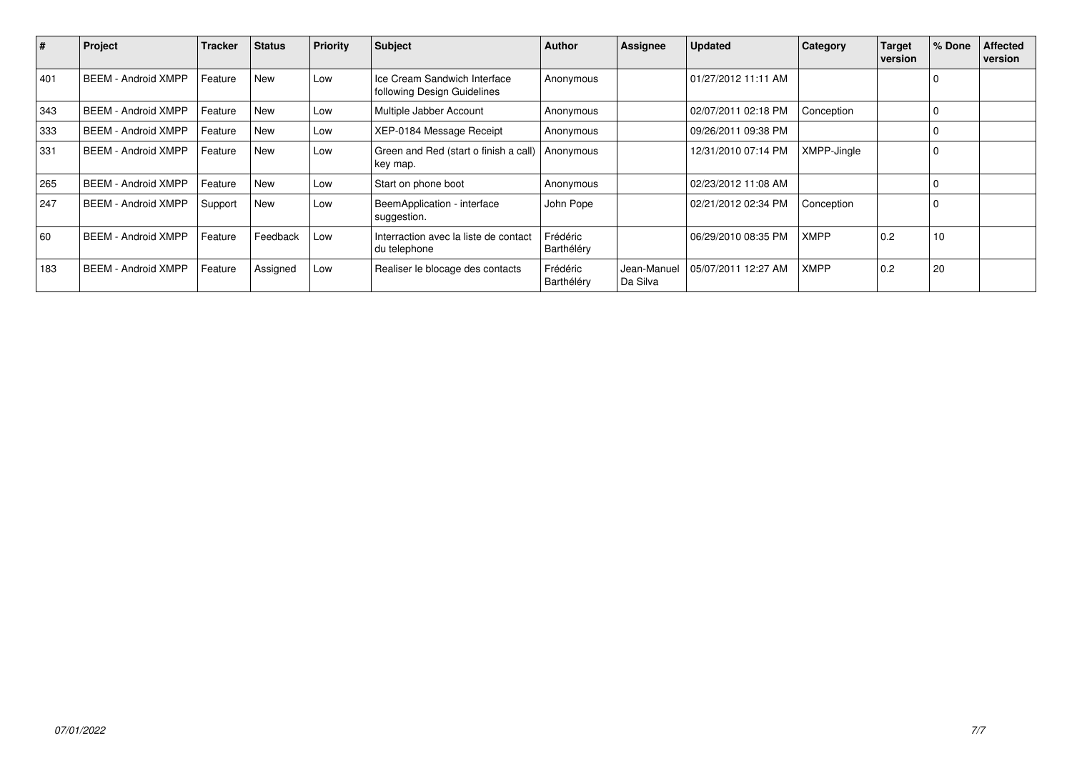| # | Project | Tracker | Status | Priority | Subject | Author | Assignee | Updated | Category | Target version | % Done | Affected version |
|---|---|---|---|---|---|---|---|---|---|---|---|---|
| 401 | BEEM - Android XMPP | Feature | New | Low | Ice Cream Sandwich Interface following Design Guidelines | Anonymous | | 01/27/2012 11:11 AM | | | 0 | |
| 343 | BEEM - Android XMPP | Feature | New | Low | Multiple Jabber Account | Anonymous | | 02/07/2011 02:18 PM | Conception | | 0 | |
| 333 | BEEM - Android XMPP | Feature | New | Low | XEP-0184 Message Receipt | Anonymous | | 09/26/2011 09:38 PM | | | 0 | |
| 331 | BEEM - Android XMPP | Feature | New | Low | Green and Red (start o finish a call) key map. | Anonymous | | 12/31/2010 07:14 PM | XMPP-Jingle | | 0 | |
| 265 | BEEM - Android XMPP | Feature | New | Low | Start on phone boot | Anonymous | | 02/23/2012 11:08 AM | | | 0 | |
| 247 | BEEM - Android XMPP | Support | New | Low | BeemApplication - interface suggestion. | John Pope | | 02/21/2012 02:34 PM | Conception | | 0 | |
| 60 | BEEM - Android XMPP | Feature | Feedback | Low | Interraction avec la liste de contact du telephone | Frédéric Barthéléry | | 06/29/2010 08:35 PM | XMPP | 0.2 | 10 | |
| 183 | BEEM - Android XMPP | Feature | Assigned | Low | Realiser le blocage des contacts | Frédéric Barthéléry | Jean-Manuel Da Silva | 05/07/2011 12:27 AM | XMPP | 0.2 | 20 | |